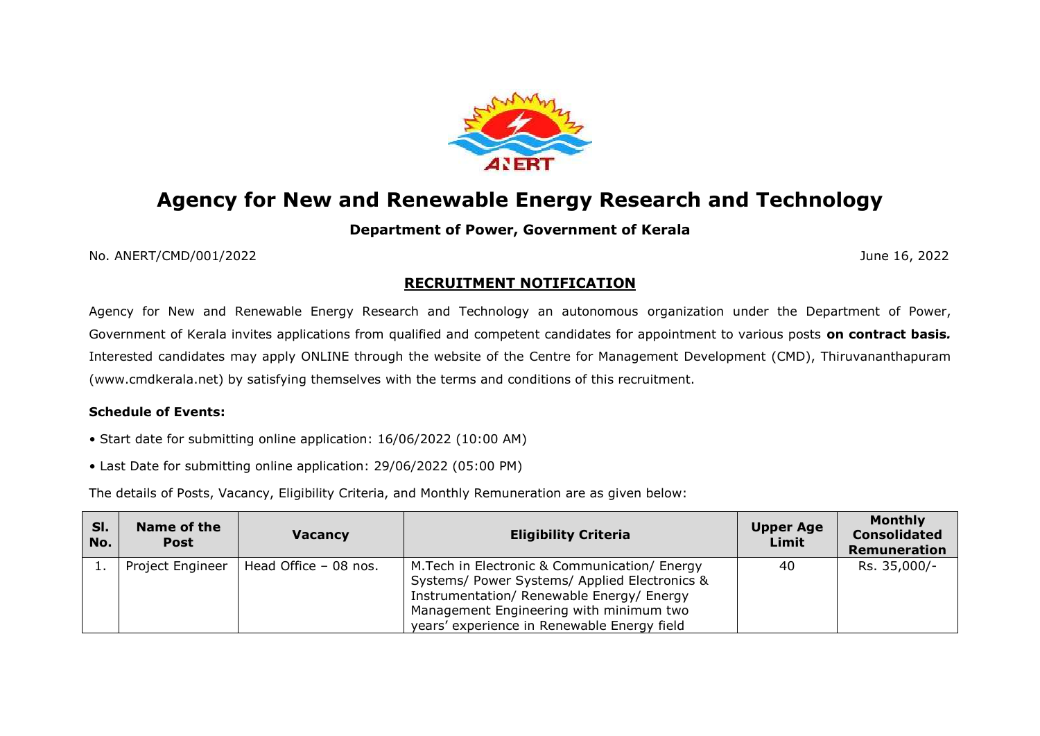# Agency for New and Renewable Energy Research and Technology

**Department of Power, Government of Kerala**

No. ANERT/CMD/001/2022

June 16, 2022

## RECRUITMENT NOTIFICATION

Agency for New and Renewable Energy Research and Technology an autonomous organization under the Department of Power, Government of Kerala invites applications from qualified and competent candidates for appointment to various posts **on contract basis.** Interested candidates may apply ONLINE through the website of the Centre for Management Development (CMD), Thiruvananthapuram (www.cmdkerala.net) by satisfying themselves with the terms and conditions of this recruitment.

**Schedule of Events:**

- Start date for submitting online application: 16/06/2022 (10:00 AM)
- Last Date for submitting online application: 29/06/2022 (05:00 PM)

The details of Posts, Vacancy, Eligibility Criteria, and Monthly Remuneration are as given below:

| Sl. No. | Name of the Post | Vacancy | Eligibility Criteria | Upper Age Limit | Monthly Consolidated Remuneration |
|---|---|---|---|---|---|
| 1. | Project Engineer | Head Office – 08 nos. | M.Tech in Electronic & Communication/ Energy Systems/ Power Systems/ Applied Electronics & Instrumentation/ Renewable Energy/ Energy Management Engineering with minimum two years' experience in Renewable Energy field | 40 | Rs. 35,000/- |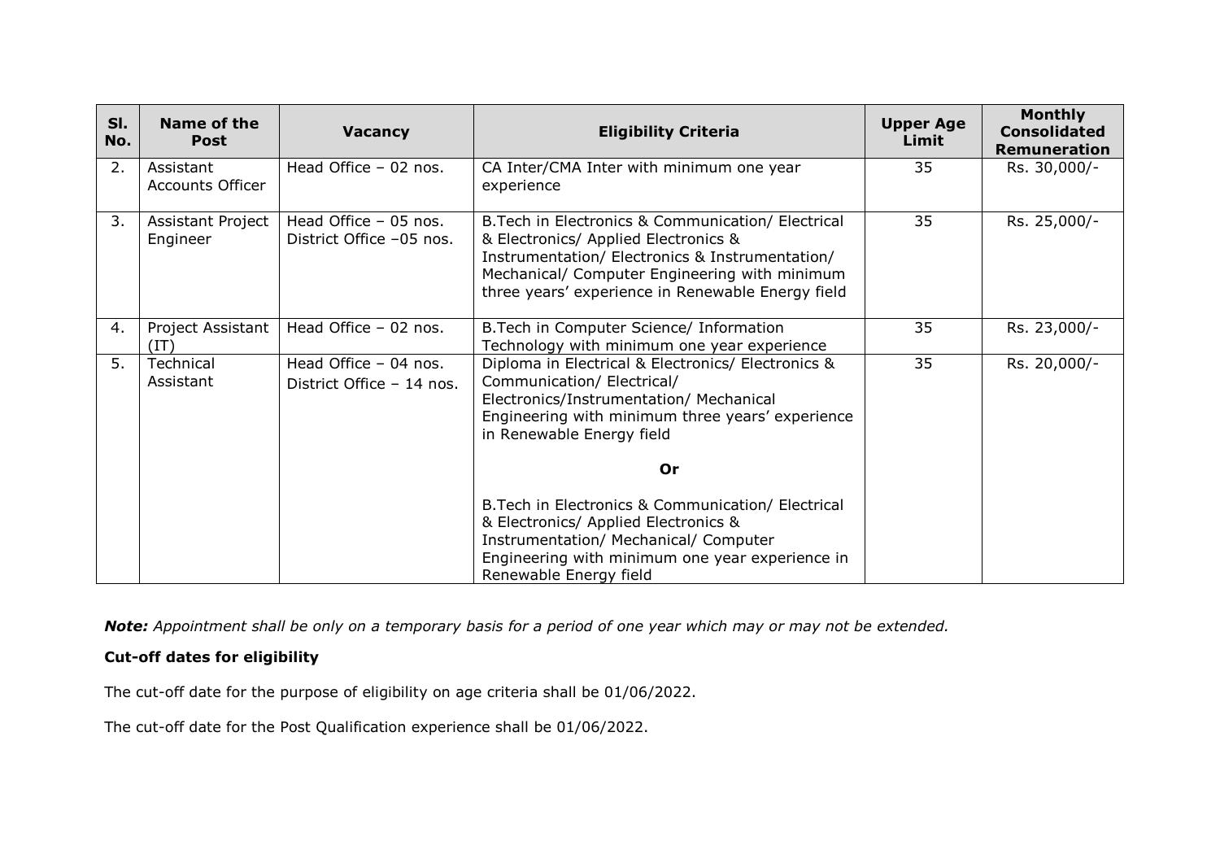| Sl. No. | Name of the Post | Vacancy | Eligibility Criteria | Upper Age Limit | Monthly Consolidated Remuneration |
|---|---|---|---|---|---|
| 2. | Assistant Accounts Officer | Head Office – 02 nos. | CA Inter/CMA Inter with minimum one year experience | 35 | Rs. 30,000/- |
| 3. | Assistant Project Engineer | Head Office – 05 nos. District Office –05 nos. | B.Tech in Electronics & Communication/ Electrical & Electronics/ Applied Electronics & Instrumentation/ Electronics & Instrumentation/ Mechanical/ Computer Engineering with minimum three years' experience in Renewable Energy field | 35 | Rs. 25,000/- |
| 4. | Project Assistant (IT) | Head Office – 02 nos. | B.Tech in Computer Science/ Information Technology with minimum one year experience | 35 | Rs. 23,000/- |
| 5. | Technical Assistant | Head Office – 04 nos. District Office – 14 nos. | Diploma in Electrical & Electronics/ Electronics & Communication/ Electrical/ Electronics/Instrumentation/ Mechanical Engineering with minimum three years' experience in Renewable Energy field **Or** B.Tech in Electronics & Communication/ Electrical & Electronics/ Applied Electronics & Instrumentation/ Mechanical/ Computer Engineering with minimum one year experience in Renewable Energy field | 35 | Rs. 20,000/- |

***Note:*** *Appointment shall be only on a temporary basis for a period of one year which may or may not be extended.*

**Cut-off dates for eligibility**

The cut-off date for the purpose of eligibility on age criteria shall be 01/06/2022.

The cut-off date for the Post Qualification experience shall be 01/06/2022.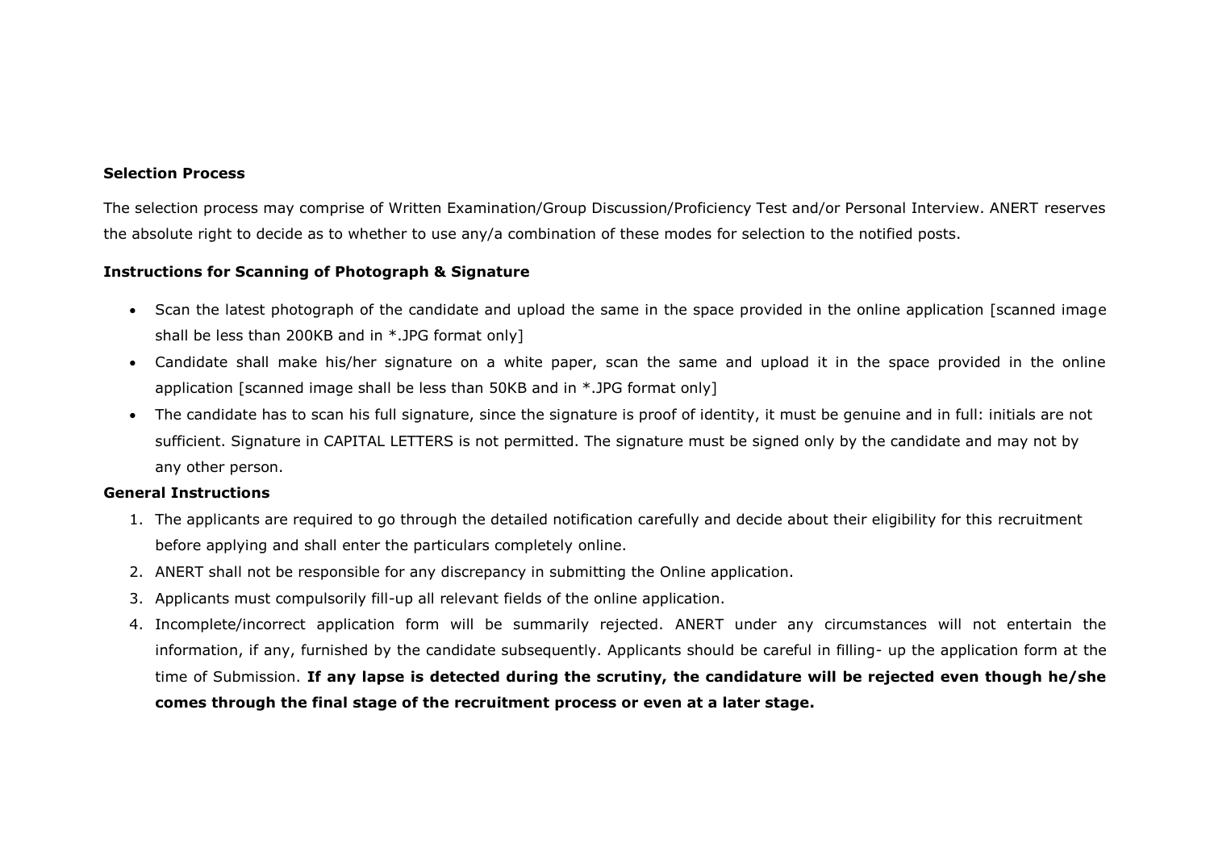**Selection Process**

The selection process may comprise of Written Examination/Group Discussion/Proficiency Test and/or Personal Interview. ANERT reserves the absolute right to decide as to whether to use any/a combination of these modes for selection to the notified posts.

**Instructions for Scanning of Photograph & Signature**

- Scan the latest photograph of the candidate and upload the same in the space provided in the online application [scanned image shall be less than 200KB and in *.JPG format only]
- Candidate shall make his/her signature on a white paper, scan the same and upload it in the space provided in the online application [scanned image shall be less than 50KB and in *.JPG format only]
- The candidate has to scan his full signature, since the signature is proof of identity, it must be genuine and in full: initials are not sufficient. Signature in CAPITAL LETTERS is not permitted. The signature must be signed only by the candidate and may not by any other person.

**General Instructions**

1. The applicants are required to go through the detailed notification carefully and decide about their eligibility for this recruitment before applying and shall enter the particulars completely online.
2. ANERT shall not be responsible for any discrepancy in submitting the Online application.
3. Applicants must compulsorily fill-up all relevant fields of the online application.
4. Incomplete/incorrect application form will be summarily rejected. ANERT under any circumstances will not entertain the information, if any, furnished by the candidate subsequently. Applicants should be careful in filling- up the application form at the time of Submission. **If any lapse is detected during the scrutiny, the candidature will be rejected even though he/she comes through the final stage of the recruitment process or even at a later stage.**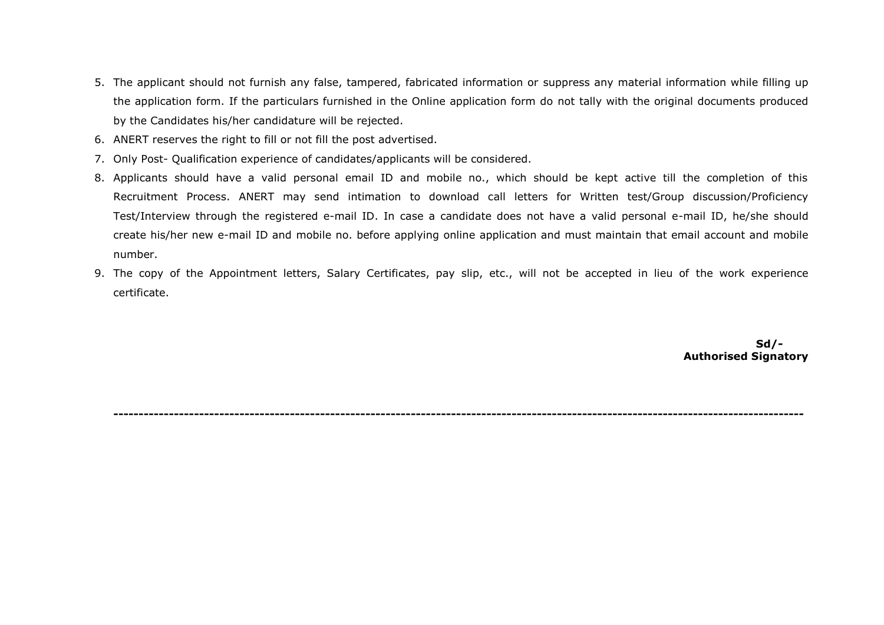5. The applicant should not furnish any false, tampered, fabricated information or suppress any material information while filling up the application form. If the particulars furnished in the Online application form do not tally with the original documents produced by the Candidates his/her candidature will be rejected.
6. ANERT reserves the right to fill or not fill the post advertised.
7. Only Post- Qualification experience of candidates/applicants will be considered.
8. Applicants should have a valid personal email ID and mobile no., which should be kept active till the completion of this Recruitment Process. ANERT may send intimation to download call letters for Written test/Group discussion/Proficiency Test/Interview through the registered e-mail ID. In case a candidate does not have a valid personal e-mail ID, he/she should create his/her new e-mail ID and mobile no. before applying online application and must maintain that email account and mobile number.
9. The copy of the Appointment letters, Salary Certificates, pay slip, etc., will not be accepted in lieu of the work experience certificate.

**Sd/-**
**Authorised Signatory**

---